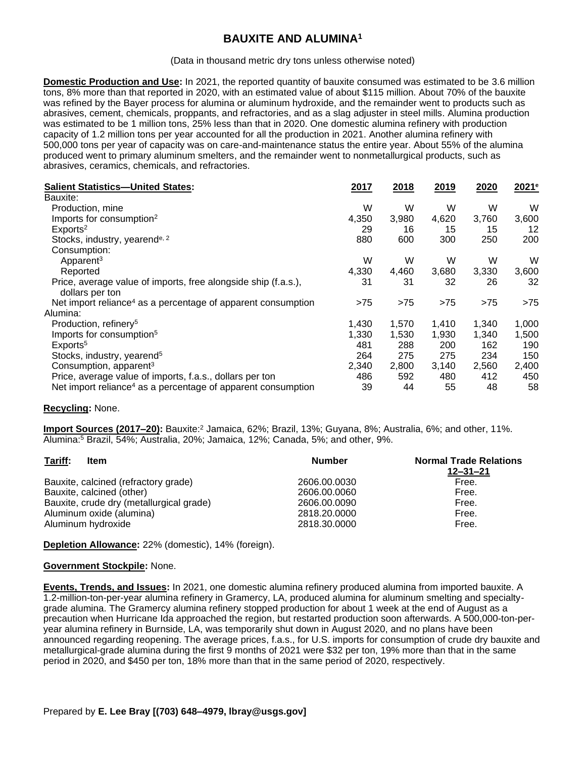# BAUXITE AND ALUMINA[1]

(Data in thousand metric dry tons unless otherwise noted)

**Domestic Production and Use:** In 2021, the reported quantity of bauxite consumed was estimated to be 3.6 million tons, 8% more than that reported in 2020, with an estimated value of about $115 million. About 70% of the bauxite was refined by the Bayer process for alumina or aluminum hydroxide, and the remainder went to products such as abrasives, cement, chemicals, proppants, and refractories, and as a slag adjuster in steel mills. Alumina production was estimated to be 1 million tons, 25% less than that in 2020. One domestic alumina refinery with production capacity of 1.2 million tons per year accounted for all the production in 2021. Another alumina refinery with 500,000 tons per year of capacity was on care-and-maintenance status the entire year. About 55% of the alumina produced went to primary aluminum smelters, and the remainder went to nonmetallurgical products, such as abrasives, ceramics, chemicals, and refractories.

| Salient Statistics—United States: | 2017 | 2018 | 2019 | 2020 | 2021[e] |
|---|---|---|---|---|---|
| Bauxite: | | | | | |
| Production, mine | W | W | W | W | W |
| Imports for consumption[2] | 4,350 | 3,980 | 4,620 | 3,760 | 3,600 |
| Exports[2] | 29 | 16 | 15 | 15 | 12 |
| Stocks, industry, yearend[e, 2] | 880 | 600 | 300 | 250 | 200 |
| Consumption: | | | | | |
| Apparent[3] | W | W | W | W | W |
| Reported | 4,330 | 4,460 | 3,680 | 3,330 | 3,600 |
| Price, average value of imports, free alongside ship (f.a.s.), dollars per ton | 31 | 31 | 32 | 26 | 32 |
| Net import reliance[4] as a percentage of apparent consumption | >75 | >75 | >75 | >75 | >75 |
| Alumina: | | | | | |
| Production, refinery[5] | 1,430 | 1,570 | 1,410 | 1,340 | 1,000 |
| Imports for consumption[5] | 1,330 | 1,530 | 1,930 | 1,340 | 1,500 |
| Exports[5] | 481 | 288 | 200 | 162 | 190 |
| Stocks, industry, yearend[5] | 264 | 275 | 275 | 234 | 150 |
| Consumption, apparent[3] | 2,340 | 2,800 | 3,140 | 2,560 | 2,400 |
| Price, average value of imports, f.a.s., dollars per ton | 486 | 592 | 480 | 412 | 450 |
| Net import reliance[4] as a percentage of apparent consumption | 39 | 44 | 55 | 48 | 58 |

**Recycling:** None.

**Import Sources (2017–20):** Bauxite:[2] Jamaica, 62%; Brazil, 13%; Guyana, 8%; Australia, 6%; and other, 11%. Alumina:[5] Brazil, 54%; Australia, 20%; Jamaica, 12%; Canada, 5%; and other, 9%.

| Tariff: Item | Number | Normal Trade Relations 12–31–21 |
|---|---|---|
| Bauxite, calcined (refractory grade) | 2606.00.0030 | Free. |
| Bauxite, calcined (other) | 2606.00.0060 | Free. |
| Bauxite, crude dry (metallurgical grade) | 2606.00.0090 | Free. |
| Aluminum oxide (alumina) | 2818.20.0000 | Free. |
| Aluminum hydroxide | 2818.30.0000 | Free. |

**Depletion Allowance:** 22% (domestic), 14% (foreign).

**Government Stockpile:** None.

**Events, Trends, and Issues:** In 2021, one domestic alumina refinery produced alumina from imported bauxite. A 1.2-million-ton-per-year alumina refinery in Gramercy, LA, produced alumina for aluminum smelting and specialty-grade alumina. The Gramercy alumina refinery stopped production for about 1 week at the end of August as a precaution when Hurricane Ida approached the region, but restarted production soon afterwards. A 500,000-ton-per-year alumina refinery in Burnside, LA, was temporarily shut down in August 2020, and no plans have been announced regarding reopening. The average prices, f.a.s., for U.S. imports for consumption of crude dry bauxite and metallurgical-grade alumina during the first 9 months of 2021 were $32 per ton, 19% more than that in the same period in 2020, and $450 per ton, 18% more than that in the same period of 2020, respectively.

Prepared by **E. Lee Bray [(703) 648–4979, lbray@usgs.gov]**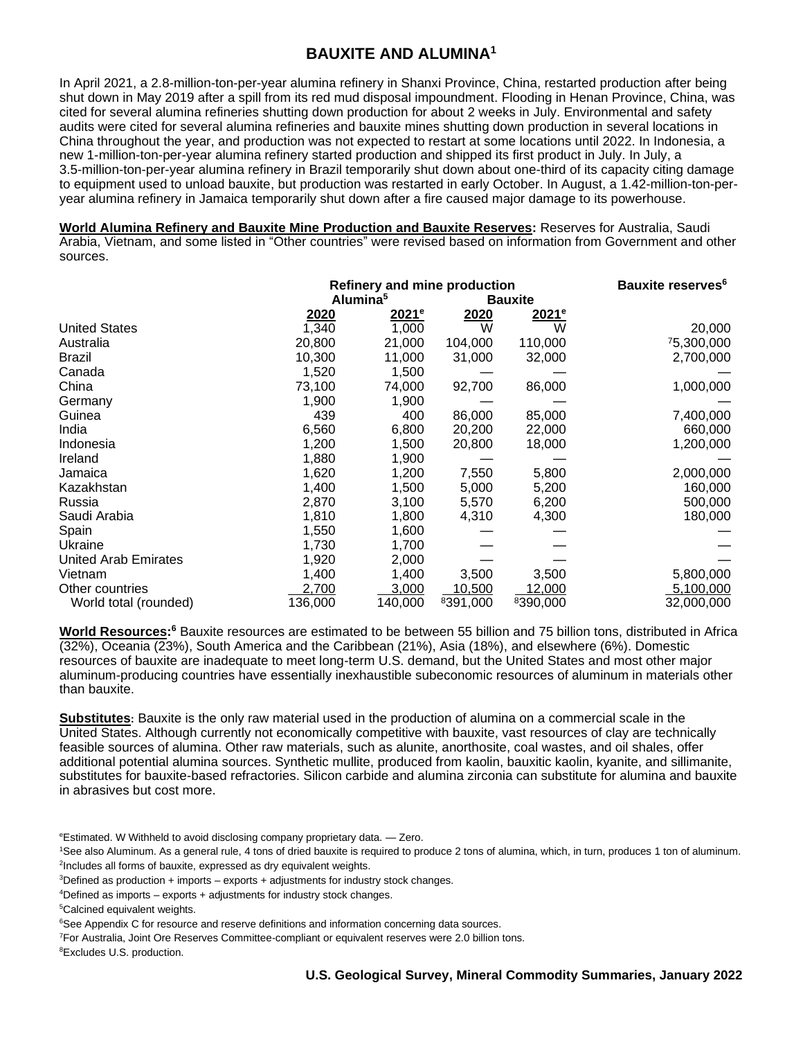# BAUXITE AND ALUMINA[1]

In April 2021, a 2.8-million-ton-per-year alumina refinery in Shanxi Province, China, restarted production after being shut down in May 2019 after a spill from its red mud disposal impoundment. Flooding in Henan Province, China, was cited for several alumina refineries shutting down production for about 2 weeks in July. Environmental and safety audits were cited for several alumina refineries and bauxite mines shutting down production in several locations in China throughout the year, and production was not expected to restart at some locations until 2022. In Indonesia, a new 1-million-ton-per-year alumina refinery started production and shipped its first product in July. In July, a 3.5-million-ton-per-year alumina refinery in Brazil temporarily shut down about one-third of its capacity citing damage to equipment used to unload bauxite, but production was restarted in early October. In August, a 1.42-million-ton-per-year alumina refinery in Jamaica temporarily shut down after a fire caused major damage to its powerhouse.

**World Alumina Refinery and Bauxite Mine Production and Bauxite Reserves:** Reserves for Australia, Saudi Arabia, Vietnam, and some listed in "Other countries" were revised based on information from Government and other sources.

| | Refinery and mine production | | | | Bauxite reserves[6] |
|---|---|---|---|---|---|
| | Alumina[5] | | Bauxite | | |
| | 2020 | 2021[e] | 2020 | 2021[e] | |
| United States | 1,340 | 1,000 | W | W | 20,000 |
| Australia | 20,800 | 21,000 | 104,000 | 110,000 | [7]5,300,000 |
| Brazil | 10,300 | 11,000 | 31,000 | 32,000 | 2,700,000 |
| Canada | 1,520 | 1,500 | — | — | — |
| China | 73,100 | 74,000 | 92,700 | 86,000 | 1,000,000 |
| Germany | 1,900 | 1,900 | — | — | — |
| Guinea | 439 | 400 | 86,000 | 85,000 | 7,400,000 |
| India | 6,560 | 6,800 | 20,200 | 22,000 | 660,000 |
| Indonesia | 1,200 | 1,500 | 20,800 | 18,000 | 1,200,000 |
| Ireland | 1,880 | 1,900 | — | — | — |
| Jamaica | 1,620 | 1,200 | 7,550 | 5,800 | 2,000,000 |
| Kazakhstan | 1,400 | 1,500 | 5,000 | 5,200 | 160,000 |
| Russia | 2,870 | 3,100 | 5,570 | 6,200 | 500,000 |
| Saudi Arabia | 1,810 | 1,800 | 4,310 | 4,300 | 180,000 |
| Spain | 1,550 | 1,600 | — | — | — |
| Ukraine | 1,730 | 1,700 | — | — | — |
| United Arab Emirates | 1,920 | 2,000 | — | — | — |
| Vietnam | 1,400 | 1,400 | 3,500 | 3,500 | 5,800,000 |
| Other countries | 2,700 | 3,000 | 10,500 | 12,000 | 5,100,000 |
| World total (rounded) | 136,000 | 140,000 | [8]391,000 | [8]390,000 | 32,000,000 |

**World Resources:**[6] Bauxite resources are estimated to be between 55 billion and 75 billion tons, distributed in Africa (32%), Oceania (23%), South America and the Caribbean (21%), Asia (18%), and elsewhere (6%). Domestic resources of bauxite are inadequate to meet long-term U.S. demand, but the United States and most other major aluminum-producing countries have essentially inexhaustible subeconomic resources of aluminum in materials other than bauxite.

**Substitutes:** Bauxite is the only raw material used in the production of alumina on a commercial scale in the United States. Although currently not economically competitive with bauxite, vast resources of clay are technically feasible sources of alumina. Other raw materials, such as alunite, anorthosite, coal wastes, and oil shales, offer additional potential alumina sources. Synthetic mullite, produced from kaolin, bauxitic kaolin, kyanite, and sillimanite, substitutes for bauxite-based refractories. Silicon carbide and alumina zirconia can substitute for alumina and bauxite in abrasives but cost more.

[e]Estimated. W Withheld to avoid disclosing company proprietary data. — Zero.

[1]See also Aluminum. As a general rule, 4 tons of dried bauxite is required to produce 2 tons of alumina, which, in turn, produces 1 ton of aluminum.

[2]Includes all forms of bauxite, expressed as dry equivalent weights.

[3]Defined as production + imports – exports + adjustments for industry stock changes.

[4]Defined as imports – exports + adjustments for industry stock changes.

[5]Calcined equivalent weights.

[6]See Appendix C for resource and reserve definitions and information concerning data sources.

[7]For Australia, Joint Ore Reserves Committee-compliant or equivalent reserves were 2.0 billion tons.

[8]Excludes U.S. production.